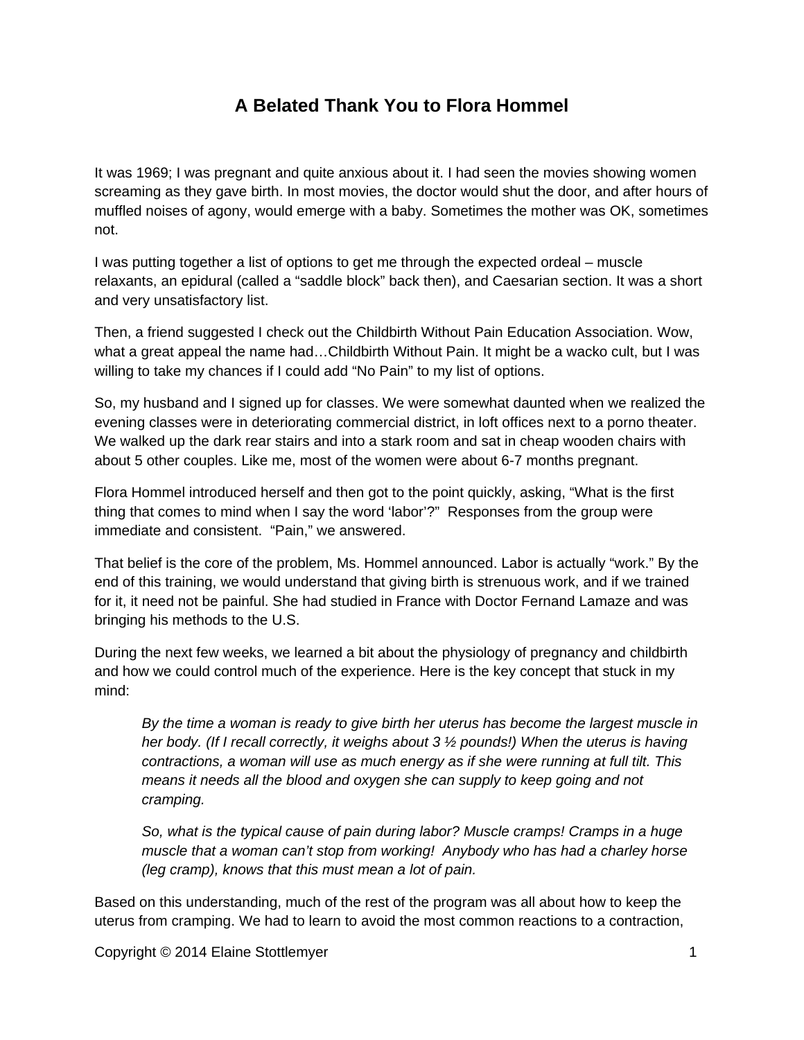# A Belated Thank You to Flora Hommel

It was 1969; I was pregnant and quite anxious about it. I had seen the movies showing women screaming as they gave birth. In most movies, the doctor would shut the door, and after hours of muffled noises of agony, would emerge with a baby. Sometimes the mother was OK, sometimes not.

I was putting together a list of options to get me through the expected ordeal – muscle relaxants, an epidural (called a "saddle block" back then), and Caesarian section. It was a short and very unsatisfactory list.

Then, a friend suggested I check out the Childbirth Without Pain Education Association. Wow, what a great appeal the name had…Childbirth Without Pain. It might be a wacko cult, but I was willing to take my chances if I could add "No Pain" to my list of options.

So, my husband and I signed up for classes. We were somewhat daunted when we realized the evening classes were in deteriorating commercial district, in loft offices next to a porno theater. We walked up the dark rear stairs and into a stark room and sat in cheap wooden chairs with about 5 other couples. Like me, most of the women were about 6-7 months pregnant.

Flora Hommel introduced herself and then got to the point quickly, asking, "What is the first thing that comes to mind when I say the word 'labor'?" Responses from the group were immediate and consistent. "Pain," we answered.

That belief is the core of the problem, Ms. Hommel announced. Labor is actually "work." By the end of this training, we would understand that giving birth is strenuous work, and if we trained for it, it need not be painful. She had studied in France with Doctor Fernand Lamaze and was bringing his methods to the U.S.

During the next few weeks, we learned a bit about the physiology of pregnancy and childbirth and how we could control much of the experience. Here is the key concept that stuck in my mind:

> *By the time a woman is ready to give birth her uterus has become the largest muscle in her body. (If I recall correctly, it weighs about 3 ½ pounds!) When the uterus is having contractions, a woman will use as much energy as if she were running at full tilt. This means it needs all the blood and oxygen she can supply to keep going and not cramping.*
>
> *So, what is the typical cause of pain during labor? Muscle cramps! Cramps in a huge muscle that a woman can't stop from working! Anybody who has had a charley horse (leg cramp), knows that this must mean a lot of pain.*

Based on this understanding, much of the rest of the program was all about how to keep the uterus from cramping. We had to learn to avoid the most common reactions to a contraction,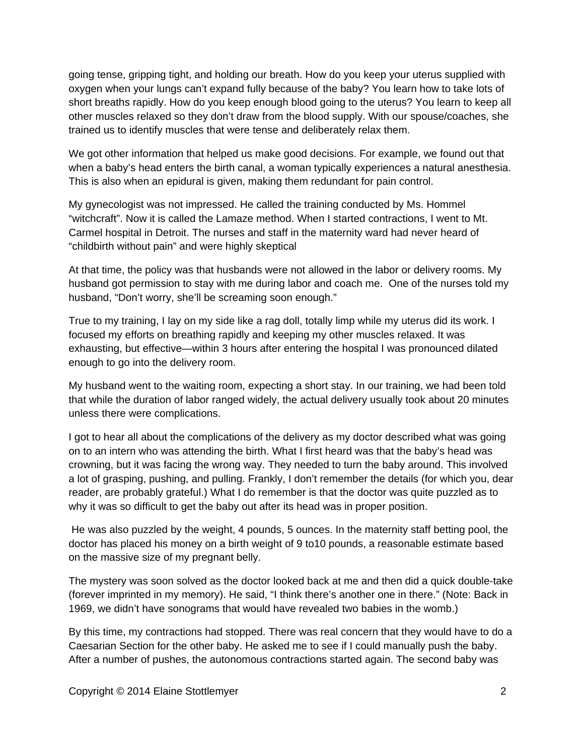going tense, gripping tight, and holding our breath. How do you keep your uterus supplied with oxygen when your lungs can't expand fully because of the baby? You learn how to take lots of short breaths rapidly. How do you keep enough blood going to the uterus? You learn to keep all other muscles relaxed so they don't draw from the blood supply. With our spouse/coaches, she trained us to identify muscles that were tense and deliberately relax them.

We got other information that helped us make good decisions. For example, we found out that when a baby's head enters the birth canal, a woman typically experiences a natural anesthesia. This is also when an epidural is given, making them redundant for pain control.

My gynecologist was not impressed. He called the training conducted by Ms. Hommel "witchcraft". Now it is called the Lamaze method. When I started contractions, I went to Mt. Carmel hospital in Detroit. The nurses and staff in the maternity ward had never heard of "childbirth without pain" and were highly skeptical

At that time, the policy was that husbands were not allowed in the labor or delivery rooms. My husband got permission to stay with me during labor and coach me.  One of the nurses told my husband, "Don't worry, she'll be screaming soon enough."

True to my training, I lay on my side like a rag doll, totally limp while my uterus did its work. I focused my efforts on breathing rapidly and keeping my other muscles relaxed. It was exhausting, but effective—within 3 hours after entering the hospital I was pronounced dilated enough to go into the delivery room.

My husband went to the waiting room, expecting a short stay. In our training, we had been told that while the duration of labor ranged widely, the actual delivery usually took about 20 minutes unless there were complications.

I got to hear all about the complications of the delivery as my doctor described what was going on to an intern who was attending the birth. What I first heard was that the baby's head was crowning, but it was facing the wrong way. They needed to turn the baby around. This involved a lot of grasping, pushing, and pulling. Frankly, I don't remember the details (for which you, dear reader, are probably grateful.) What I do remember is that the doctor was quite puzzled as to why it was so difficult to get the baby out after its head was in proper position.

He was also puzzled by the weight, 4 pounds, 5 ounces. In the maternity staff betting pool, the doctor has placed his money on a birth weight of 9 to10 pounds, a reasonable estimate based on the massive size of my pregnant belly.

The mystery was soon solved as the doctor looked back at me and then did a quick double-take (forever imprinted in my memory). He said, "I think there's another one in there." (Note: Back in 1969, we didn't have sonograms that would have revealed two babies in the womb.)

By this time, my contractions had stopped. There was real concern that they would have to do a Caesarian Section for the other baby. He asked me to see if I could manually push the baby. After a number of pushes, the autonomous contractions started again. The second baby was

Copyright © 2014 Elaine Stottlemyer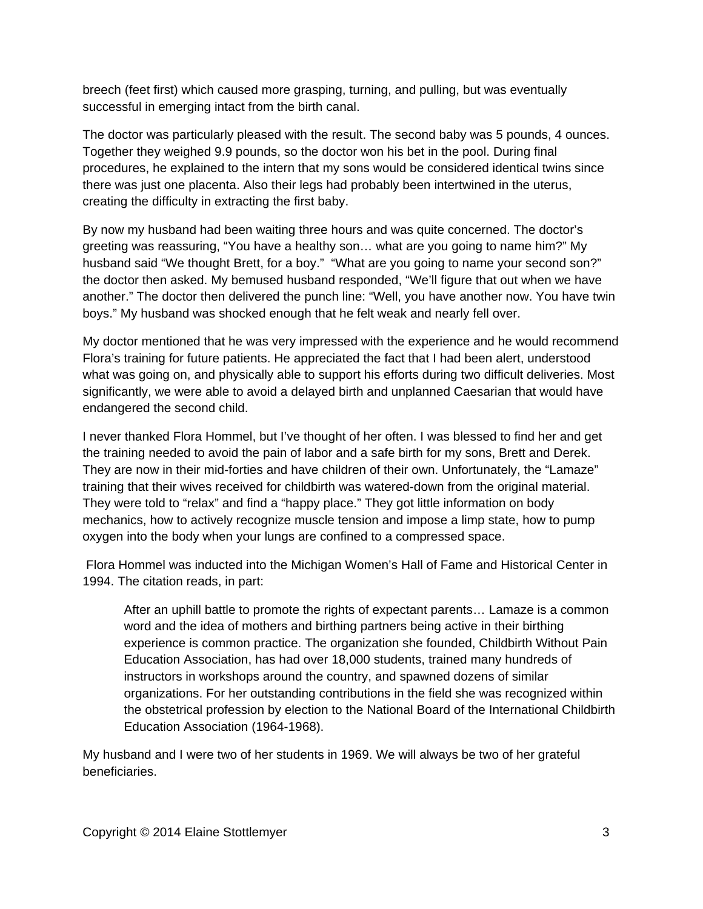breech (feet first) which caused more grasping, turning, and pulling, but was eventually successful in emerging intact from the birth canal.

The doctor was particularly pleased with the result. The second baby was 5 pounds, 4 ounces. Together they weighed 9.9 pounds, so the doctor won his bet in the pool. During final procedures, he explained to the intern that my sons would be considered identical twins since there was just one placenta. Also their legs had probably been intertwined in the uterus, creating the difficulty in extracting the first baby.

By now my husband had been waiting three hours and was quite concerned. The doctor's greeting was reassuring, "You have a healthy son… what are you going to name him?" My husband said "We thought Brett, for a boy." "What are you going to name your second son?" the doctor then asked. My bemused husband responded, "We'll figure that out when we have another." The doctor then delivered the punch line: "Well, you have another now. You have twin boys." My husband was shocked enough that he felt weak and nearly fell over.

My doctor mentioned that he was very impressed with the experience and he would recommend Flora's training for future patients. He appreciated the fact that I had been alert, understood what was going on, and physically able to support his efforts during two difficult deliveries. Most significantly, we were able to avoid a delayed birth and unplanned Caesarian that would have endangered the second child.

I never thanked Flora Hommel, but I've thought of her often. I was blessed to find her and get the training needed to avoid the pain of labor and a safe birth for my sons, Brett and Derek. They are now in their mid-forties and have children of their own. Unfortunately, the "Lamaze" training that their wives received for childbirth was watered-down from the original material. They were told to "relax" and find a "happy place." They got little information on body mechanics, how to actively recognize muscle tension and impose a limp state, how to pump oxygen into the body when your lungs are confined to a compressed space.

Flora Hommel was inducted into the Michigan Women's Hall of Fame and Historical Center in 1994. The citation reads, in part:

> After an uphill battle to promote the rights of expectant parents… Lamaze is a common word and the idea of mothers and birthing partners being active in their birthing experience is common practice. The organization she founded, Childbirth Without Pain Education Association, has had over 18,000 students, trained many hundreds of instructors in workshops around the country, and spawned dozens of similar organizations. For her outstanding contributions in the field she was recognized within the obstetrical profession by election to the National Board of the International Childbirth Education Association (1964-1968).

My husband and I were two of her students in 1969. We will always be two of her grateful beneficiaries.

Copyright © 2014 Elaine Stottlemyer